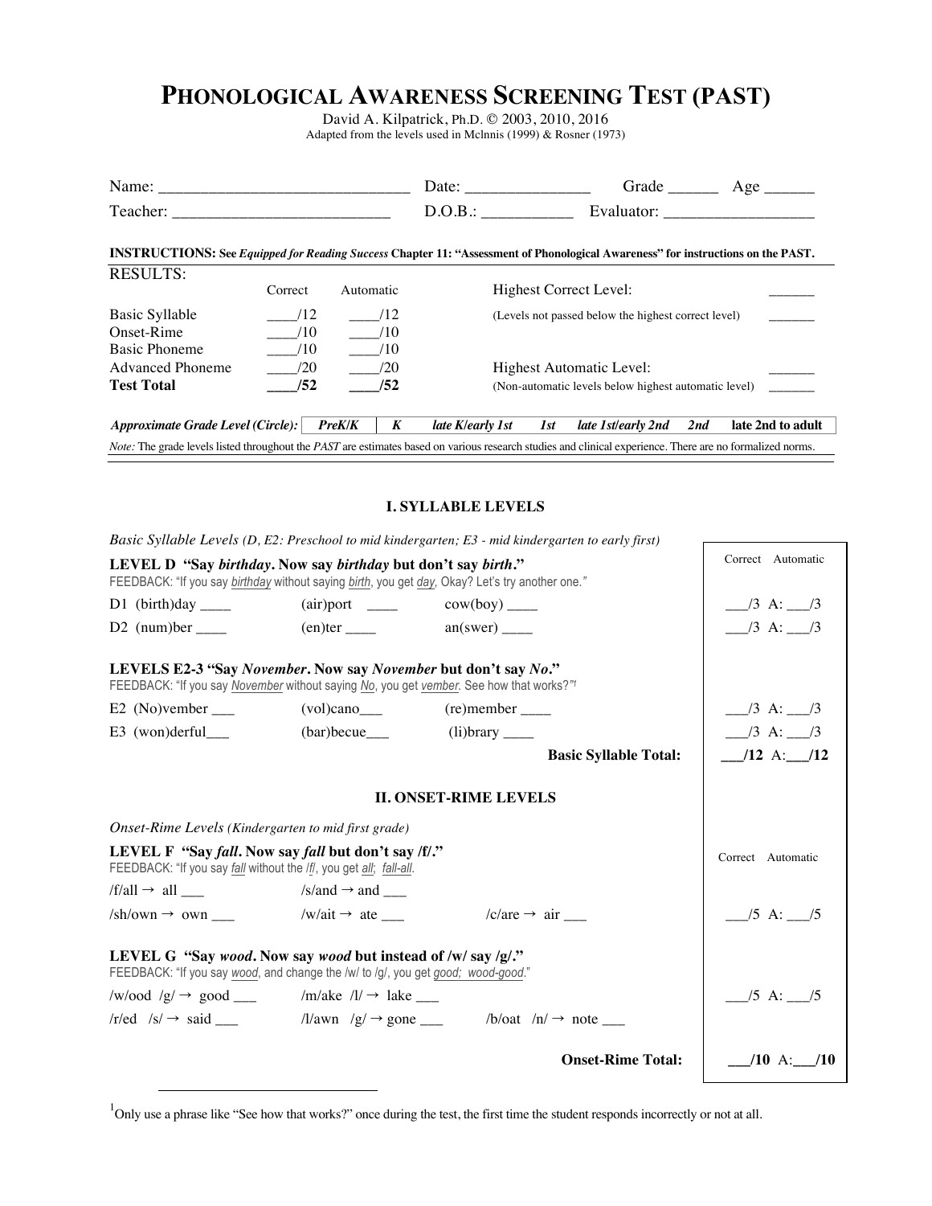# PHONOLOGICAL AWARENESS SCREENING TEST (PAST)

David A. Kilpatrick, Ph.D. © 2003, 2010, 2016
Adapted from the levels used in McInnis (1999) & Rosner (1973)

Name: ______________________________ Date: _______________ Grade ______ Age ______

Teacher: __________________________ D.O.B.: ___________ Evaluator: __________________

**INSTRUCTIONS: See *Equipped for Reading Success* Chapter 11: "Assessment of Phonological Awareness" for instructions on the PAST.**

RESULTS:

| | Correct | Automatic | | |
|---|---|---|---|---|
| Basic Syllable | ____/12 | ____/12 | Highest Correct Level: | ______ |
| Onset-Rime | ____/10 | ____/10 | (Levels not passed below the highest correct level) | ______ |
| Basic Phoneme | ____/10 | ____/10 | | |
| Advanced Phoneme | ____/20 | ____/20 | Highest Automatic Level: | ______ |
| **Test Total** | **____/52** | **____/52** | (Non-automatic levels below highest automatic level) | ______ |

| ***Approximate Grade Level (Circle):*** | ***PreK/K*** | ***K*** | ***late K/early 1st*** | ***1st*** | ***late 1st/early 2nd*** | ***2nd*** | **late 2nd to adult** |
|---|---|---|---|---|---|---|---|

*Note:* The grade levels listed throughout the *PAST* are estimates based on various research studies and clinical experience. There are no formalized norms.

## I. SYLLABLE LEVELS

*Basic Syllable Levels (D, E2: Preschool to mid kindergarten; E3 - mid kindergarten to early first)*

**LEVEL D "Say *birthday*. Now say *birthday* but don't say *birth*."**
FEEDBACK: "If you say birthday without saying birth, you get day, Okay? Let's try another one."

| | | | Correct | Automatic |
|---|---|---|---|---|
| D1 (birth)day ____ | (air)port ____ | cow(boy) ____ | ___/3 | A: ___/3 |
| D2 (num)ber ____ | (en)ter ____ | an(swer) ____ | ___/3 | A: ___/3 |

**LEVELS E2-3 "Say *November*. Now say *November* but don't say *No*."**
FEEDBACK: "If you say November without saying No, you get vember. See how that works?"[1]

| | | | Correct | Automatic |
|---|---|---|---|---|
| E2 (No)vember ___ | (vol)cano___ | (re)member ____ | ___/3 | A: ___/3 |
| E3 (won)derful___ | (bar)becue___ | (li)brary ____ | ___/3 | A: ___/3 |
| | | **Basic Syllable Total:** | **___/12** | **A:___/12** |

## II. ONSET-RIME LEVELS

*Onset-Rime Levels (Kindergarten to mid first grade)*

**LEVEL F "Say *fall*. Now say *fall* but don't say /f/."**
FEEDBACK: "If you say fall without the /f/, you get all; fall-all.

| | | | Correct | Automatic |
|---|---|---|---|---|
| /f/all → all ___ | /s/and → and ___ | | | |
| /sh/own → own ___ | /w/ait → ate ___ | /c/are → air ___ | ___/5 | A: ___/5 |

**LEVEL G "Say *wood*. Now say *wood* but instead of /w/ say /g/."**
FEEDBACK: "If you say wood, and change the /w/ to /g/, you get good; wood-good."

| | | | Correct | Automatic |
|---|---|---|---|---|
| /w/ood /g/ → good ___ | /m/ake /l/ → lake ___ | | ___/5 | A: ___/5 |
| /r/ed /s/ → said ___ | /l/awn /g/ → gone ___ | /b/oat /n/ → note ___ | | |
| | | **Onset-Rime Total:** | **___/10** | **A:___/10** |

[1] Only use a phrase like "See how that works?" once during the test, the first time the student responds incorrectly or not at all.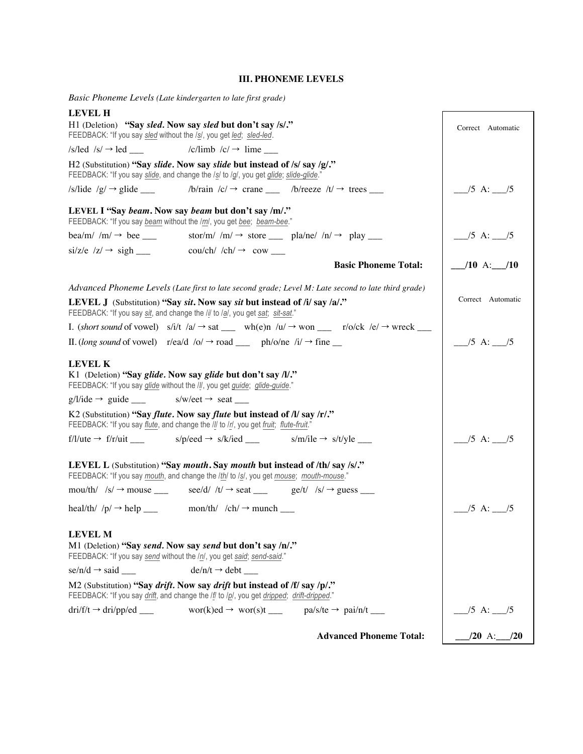## III. PHONEME LEVELS

*Basic Phoneme Levels (Late kindergarten to late first grade)*

**LEVEL H**

H1 (Deletion) **"Say *sled*. Now say *sled* but don't say /s/."**
FEEDBACK: "If you say *sled* without the /s/, you get *led*; *sled-led*.

/s/led /s/ → led ___ /c/limb /c/ → lime ___

H2 (Substitution) **"Say *slide*. Now say *slide* but instead of /s/ say /g/."**
FEEDBACK: "If you say *slide*, and change the /s/ to /g/, you get *glide*; *slide-glide*."

/s/lide /g/ → glide ___ /b/rain /c/ → crane ___ /b/reeze /t/ → trees ___

| Correct | Automatic |
|---|---|
| ___/5 | A: ___/5 |

**LEVEL I "Say *beam*. Now say *beam* but don't say /m/."**
FEEDBACK: "If you say *beam* without the /m/, you get *bee*; *beam-bee*."

bea/m/ /m/ → bee ___ stor/m/ /m/ → store ___ pla/ne/ /n/ → play ___

si/z/e /z/ → sigh ___ cou/ch/ /ch/ → cow ___

| Correct | Automatic |
|---|---|
| ___/5 | A: ___/5 |

**Basic Phoneme Total:** **___/10 A:___/10**

*Advanced Phoneme Levels (Late first to late second grade; Level M: Late second to late third grade)*

**LEVEL J** (Substitution) **"Say *sit*. Now say *sit* but instead of /i/ say /a/."**
FEEDBACK: "If you say *sit*, and change the /i/ to /a/, you get *sat*; *sit-sat*."

I. (*short sound* of vowel) s/i/t /a/ → sat ___ wh(e)n /u/ → won ___ r/o/ck /e/ → wreck ___

II. (*long sound* of vowel) r/ea/d /o/ → road ___ ph/o/ne /i/ → fine __

| Correct | Automatic |
|---|---|
| ___/5 | A: ___/5 |

**LEVEL K**

K1 (Deletion) **"Say *glide*. Now say *glide* but don't say /l/."**
FEEDBACK: "If you say *glide* without the /l/, you get *guide*; *glide-guide*."

g/l/ide → guide ___ s/w/eet → seat ___

K2 (Substitution) **"Say *flute*. Now say *flute* but instead of /l/ say /r/."**
FEEDBACK: "If you say *flute*, and change the /l/ to /r/, you get *fruit*; *flute-fruit*."

f/l/ute → f/r/uit ___ s/p/eed → s/k/ied ___ s/m/ile → s/t/yle ___

| Correct | Automatic |
|---|---|
| ___/5 | A: ___/5 |

**LEVEL L** (Substitution) **"Say *mouth*. Say *mouth* but instead of /th/ say /s/."**
FEEDBACK: "If you say *mouth*, and change the /th/ to /s/, you get *mouse*; *mouth-mouse*."

mou/th/ /s/ → mouse ___ see/d/ /t/ → seat ___ ge/t/ /s/ → guess ___

heal/th/ /p/ → help ___ mon/th/ /ch/ → munch ___

| Correct | Automatic |
|---|---|
| ___/5 | A: ___/5 |

**LEVEL M**

M1 (Deletion) **"Say *send*. Now say *send* but don't say /n/."**
FEEDBACK: "If you say *send* without the /n/, you get *said*; *send-said*."

se/n/d → said ___ de/n/t → debt ___

M2 (Substitution) **"Say *drift*. Now say *drift* but instead of /f/ say /p/."**
FEEDBACK: "If you say *drift*, and change the /f/ to /p/, you get *dripped*; *drift-dripped*."

dri/f/t → dri/pp/ed ___ wor(k)ed → wor(s)t ___ pa/s/te → pai/n/t ___

| Correct | Automatic |
|---|---|
| ___/5 | A: ___/5 |

**Advanced Phoneme Total:** **___/20 A:___/20**